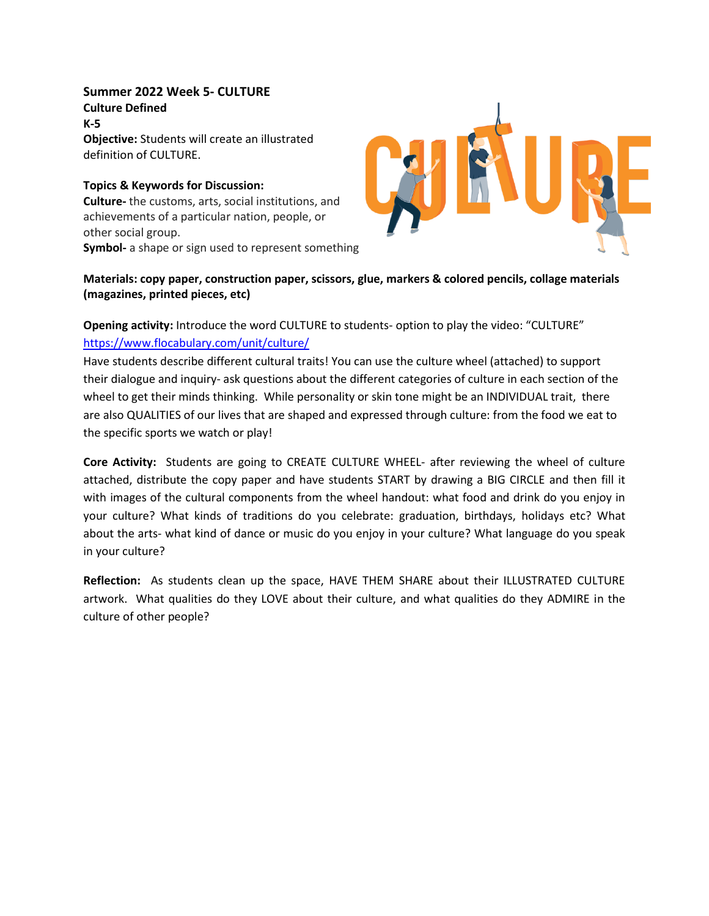**Summer 2022 Week 5- CULTURE**
**Culture Defined**
**K-5**
**Objective:** Students will create an illustrated definition of CULTURE.

**Topics & Keywords for Discussion:**
**Culture-** the customs, arts, social institutions, and achievements of a particular nation, people, or other social group.
**Symbol-** a shape or sign used to represent something

**Materials: copy paper, construction paper, scissors, glue, markers & colored pencils, collage materials (magazines, printed pieces, etc)**

**Opening activity:** Introduce the word CULTURE to students- option to play the video: "CULTURE" https://www.flocabulary.com/unit/culture/
Have students describe different cultural traits! You can use the culture wheel (attached) to support their dialogue and inquiry- ask questions about the different categories of culture in each section of the wheel to get their minds thinking. While personality or skin tone might be an INDIVIDUAL trait, there are also QUALITIES of our lives that are shaped and expressed through culture: from the food we eat to the specific sports we watch or play!

**Core Activity:** Students are going to CREATE CULTURE WHEEL- after reviewing the wheel of culture attached, distribute the copy paper and have students START by drawing a BIG CIRCLE and then fill it with images of the cultural components from the wheel handout: what food and drink do you enjoy in your culture? What kinds of traditions do you celebrate: graduation, birthdays, holidays etc? What about the arts- what kind of dance or music do you enjoy in your culture? What language do you speak in your culture?

**Reflection:** As students clean up the space, HAVE THEM SHARE about their ILLUSTRATED CULTURE artwork. What qualities do they LOVE about their culture, and what qualities do they ADMIRE in the culture of other people?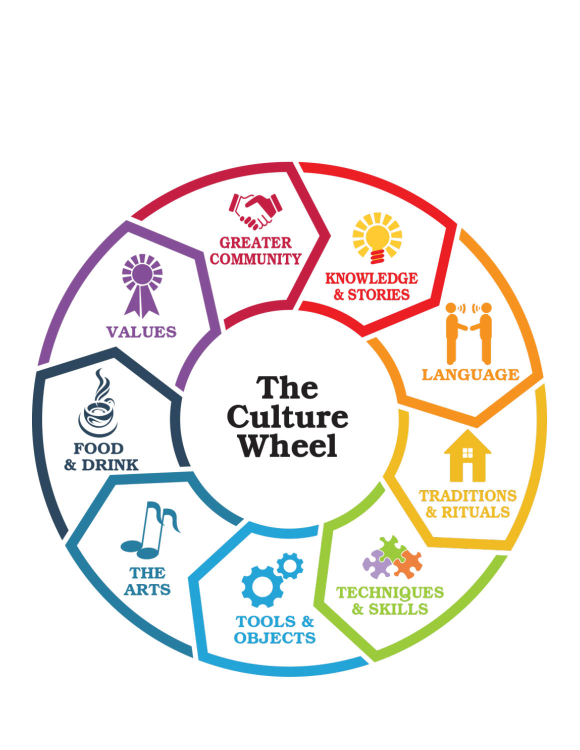# The Culture Wheel

GREATER COMMUNITY

KNOWLEDGE & STORIES

LANGUAGE

TRADITIONS & RITUALS

TECHNIQUES & SKILLS

TOOLS & OBJECTS

THE ARTS

FOOD & DRINK

VALUES